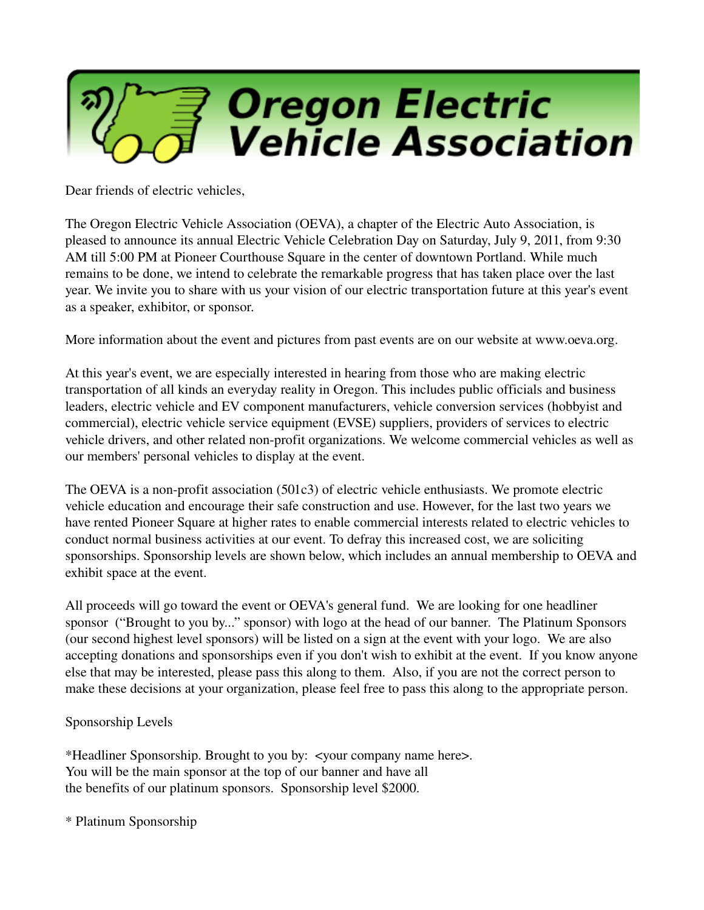# Oregon Electric Vehicle Association

Dear friends of electric vehicles,

The Oregon Electric Vehicle Association (OEVA), a chapter of the Electric Auto Association, is pleased to announce its annual Electric Vehicle Celebration Day on Saturday, July 9, 2011, from 9:30 AM till 5:00 PM at Pioneer Courthouse Square in the center of downtown Portland. While much remains to be done, we intend to celebrate the remarkable progress that has taken place over the last year. We invite you to share with us your vision of our electric transportation future at this year's event as a speaker, exhibitor, or sponsor.

More information about the event and pictures from past events are on our website at www.oeva.org.

At this year's event, we are especially interested in hearing from those who are making electric transportation of all kinds an everyday reality in Oregon. This includes public officials and business leaders, electric vehicle and EV component manufacturers, vehicle conversion services (hobbyist and commercial), electric vehicle service equipment (EVSE) suppliers, providers of services to electric vehicle drivers, and other related non-profit organizations. We welcome commercial vehicles as well as our members' personal vehicles to display at the event.

The OEVA is a non-profit association (501c3) of electric vehicle enthusiasts. We promote electric vehicle education and encourage their safe construction and use. However, for the last two years we have rented Pioneer Square at higher rates to enable commercial interests related to electric vehicles to conduct normal business activities at our event. To defray this increased cost, we are soliciting sponsorships. Sponsorship levels are shown below, which includes an annual membership to OEVA and exhibit space at the event.

All proceeds will go toward the event or OEVA's general fund. We are looking for one headliner sponsor ("Brought to you by..." sponsor) with logo at the head of our banner. The Platinum Sponsors (our second highest level sponsors) will be listed on a sign at the event with your logo. We are also accepting donations and sponsorships even if you don't wish to exhibit at the event. If you know anyone else that may be interested, please pass this along to them. Also, if you are not the correct person to make these decisions at your organization, please feel free to pass this along to the appropriate person.

Sponsorship Levels

*Headliner Sponsorship. Brought to you by: <your company name here>.
You will be the main sponsor at the top of our banner and have all
the benefits of our platinum sponsors. Sponsorship level $2000.

* Platinum Sponsorship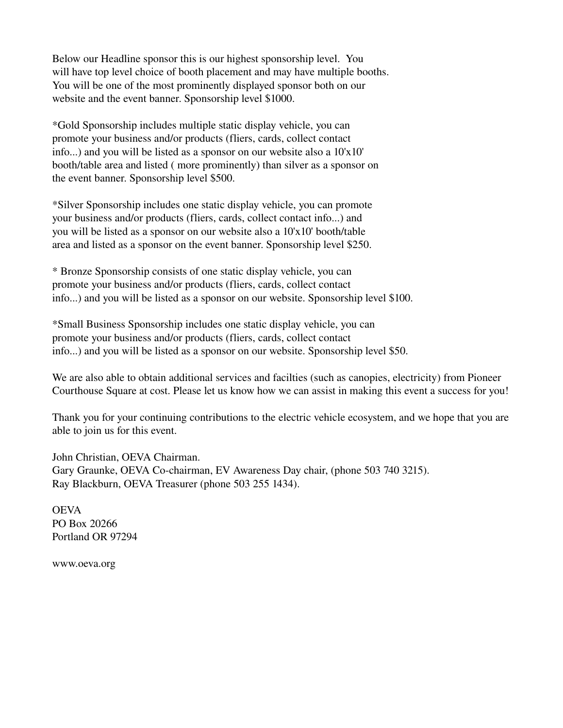Below our Headline sponsor this is our highest sponsorship level. You will have top level choice of booth placement and may have multiple booths. You will be one of the most prominently displayed sponsor both on our website and the event banner. Sponsorship level $1000.

*Gold Sponsorship includes multiple static display vehicle, you can promote your business and/or products (fliers, cards, collect contact info...) and you will be listed as a sponsor on our website also a 10'x10' booth/table area and listed ( more prominently) than silver as a sponsor on the event banner. Sponsorship level $500.

*Silver Sponsorship includes one static display vehicle, you can promote your business and/or products (fliers, cards, collect contact info...) and you will be listed as a sponsor on our website also a 10'x10' booth/table area and listed as a sponsor on the event banner. Sponsorship level $250.

* Bronze Sponsorship consists of one static display vehicle, you can promote your business and/or products (fliers, cards, collect contact info...) and you will be listed as a sponsor on our website. Sponsorship level $100.

*Small Business Sponsorship includes one static display vehicle, you can promote your business and/or products (fliers, cards, collect contact info...) and you will be listed as a sponsor on our website. Sponsorship level $50.

We are also able to obtain additional services and facilties (such as canopies, electricity) from Pioneer Courthouse Square at cost. Please let us know how we can assist in making this event a success for you!

Thank you for your continuing contributions to the electric vehicle ecosystem, and we hope that you are able to join us for this event.

John Christian, OEVA Chairman.
Gary Graunke, OEVA Co-chairman, EV Awareness Day chair, (phone 503 740 3215).
Ray Blackburn, OEVA Treasurer (phone 503 255 1434).

OEVA
PO Box 20266
Portland OR 97294

www.oeva.org